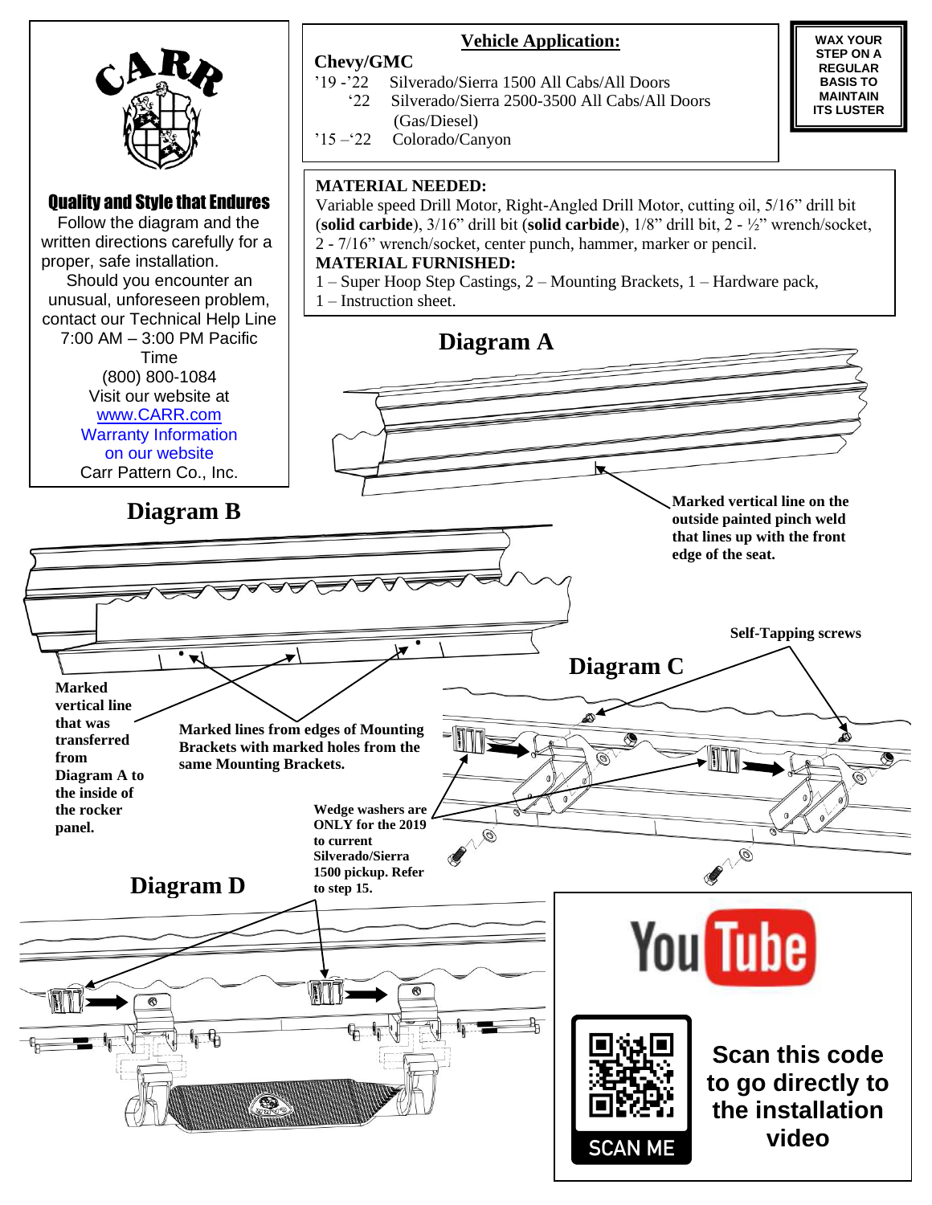# CARR

## Quality and Style that Endures

Follow the diagram and the written directions carefully for a proper, safe installation.

Should you encounter an unusual, unforeseen problem, contact our Technical Help Line 7:00 AM – 3:00 PM Pacific Time

(800) 800-1084

Visit our website at

www.CARR.com

Warranty Information on our website

Carr Pattern Co., Inc.

## Vehicle Application:

**Chevy/GMC**

’19 -’22 Silverado/Sierra 1500 All Cabs/All Doors

‘22 Silverado/Sierra 2500-3500 All Cabs/All Doors (Gas/Diesel)

’15 –‘22 Colorado/Canyon

**WAX YOUR STEP ON A REGULAR BASIS TO MAINTAIN ITS LUSTER**

**MATERIAL NEEDED:**

Variable speed Drill Motor, Right-Angled Drill Motor, cutting oil, 5/16” drill bit (**solid carbide**), 3/16” drill bit (**solid carbide**), 1/8” drill bit, 2 - ½” wrench/socket, 2 - 7/16” wrench/socket, center punch, hammer, marker or pencil.

**MATERIAL FURNISHED:**

1 – Super Hoop Step Castings, 2 – Mounting Brackets, 1 – Hardware pack, 1 – Instruction sheet.

## Diagram A

**Marked vertical line on the outside painted pinch weld that lines up with the front edge of the seat.**

## Diagram B

**Marked vertical line that was transferred from Diagram A to the inside of the rocker panel.**

**Marked lines from edges of Mounting Brackets with marked holes from the same Mounting Brackets.**

## Diagram C

**Self-Tapping screws**

**Wedge washers are ONLY for the 2019 to current Silverado/Sierra 1500 pickup. Refer to step 15.**

## Diagram D

**Scan this code to go directly to the installation video**

SCAN ME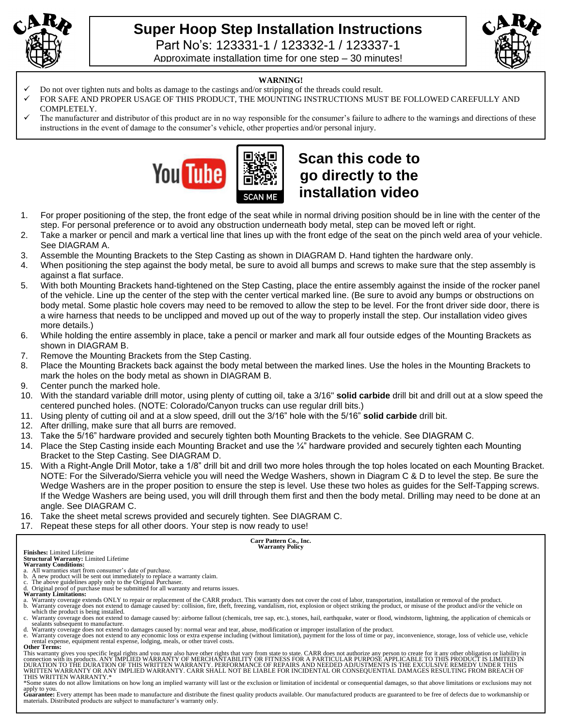# Super Hoop Step Installation Instructions

Part No's: 123331-1 / 123332-1 / 123337-1

Approximate installation time for one step – 30 minutes!

**WARNING!**

- ✓ Do not over tighten nuts and bolts as damage to the castings and/or stripping of the threads could result.
- ✓ FOR SAFE AND PROPER USAGE OF THIS PRODUCT, THE MOUNTING INSTRUCTIONS MUST BE FOLLOWED CAREFULLY AND COMPLETELY.
- ✓ The manufacturer and distributor of this product are in no way responsible for the consumer's failure to adhere to the warnings and directions of these instructions in the event of damage to the consumer's vehicle, other properties and/or personal injury.

YouTube SCAN ME

**Scan this code to go directly to the installation video**

1. For proper positioning of the step, the front edge of the seat while in normal driving position should be in line with the center of the step. For personal preference or to avoid any obstruction underneath body metal, step can be moved left or right.
2. Take a marker or pencil and mark a vertical line that lines up with the front edge of the seat on the pinch weld area of your vehicle. See DIAGRAM A.
3. Assemble the Mounting Brackets to the Step Casting as shown in DIAGRAM D. Hand tighten the hardware only.
4. When positioning the step against the body metal, be sure to avoid all bumps and screws to make sure that the step assembly is against a flat surface.
5. With both Mounting Brackets hand-tightened on the Step Casting, place the entire assembly against the inside of the rocker panel of the vehicle. Line up the center of the step with the center vertical marked line. (Be sure to avoid any bumps or obstructions on body metal. Some plastic hole covers may need to be removed to allow the step to be level. For the front driver side door, there is a wire harness that needs to be unclipped and moved up out of the way to properly install the step. Our installation video gives more details.)
6. While holding the entire assembly in place, take a pencil or marker and mark all four outside edges of the Mounting Brackets as shown in DIAGRAM B.
7. Remove the Mounting Brackets from the Step Casting.
8. Place the Mounting Brackets back against the body metal between the marked lines. Use the holes in the Mounting Brackets to mark the holes on the body metal as shown in DIAGRAM B.
9. Center punch the marked hole.
10. With the standard variable drill motor, using plenty of cutting oil, take a 3/16" **solid carbide** drill bit and drill out at a slow speed the centered punched holes. (NOTE: Colorado/Canyon trucks can use regular drill bits.)
11. Using plenty of cutting oil and at a slow speed, drill out the 3/16" hole with the 5/16" **solid carbide** drill bit.
12. After drilling, make sure that all burrs are removed.
13. Take the 5/16" hardware provided and securely tighten both Mounting Brackets to the vehicle. See DIAGRAM C.
14. Place the Step Casting inside each Mounting Bracket and use the ¼" hardware provided and securely tighten each Mounting Bracket to the Step Casting. See DIAGRAM D.
15. With a Right-Angle Drill Motor, take a 1/8" drill bit and drill two more holes through the top holes located on each Mounting Bracket. NOTE: For the Silverado/Sierra vehicle you will need the Wedge Washers, shown in Diagram C & D to level the step. Be sure the Wedge Washers are in the proper position to ensure the step is level. Use these two holes as guides for the Self-Tapping screws. If the Wedge Washers are being used, you will drill through them first and then the body metal. Drilling may need to be done at an angle. See DIAGRAM C.
16. Take the sheet metal screws provided and securely tighten. See DIAGRAM C.
17. Repeat these steps for all other doors. Your step is now ready to use!

**Carr Pattern Co., Inc.**
**Warranty Policy**

**Finishes:** Limited Lifetime
**Structural Warranty:** Limited Lifetime
**Warranty Conditions:**

a. All warranties start from consumer's date of purchase.
b. A new product will be sent out immediately to replace a warranty claim.
c. The above guidelines apply only to the Original Purchaser.
d. Original proof of purchase must be submitted for all warranty and returns issues.

**Warranty Limitations:**

a. Warranty coverage extends ONLY to repair or replacement of the CARR product. This warranty does not cover the cost of labor, transportation, installation or removal of the product.
b. Warranty coverage does not extend to damage caused by: collision, fire, theft, freezing, vandalism, riot, explosion or object striking the product, or misuse of the product and/or the vehicle on which the product is being installed.
c. Warranty coverage does not extend to damage caused by: airborne fallout (chemicals, tree sap, etc.), stones, hail, earthquake, water or flood, windstorm, lightning, the application of chemicals or sealants subsequent to manufacture.
d. Warranty coverage does not extend to damages caused by: normal wear and tear, abuse, modification or improper installation of the product.
e. Warranty coverage does not extend to any economic loss or extra expense including (without limitation), payment for the loss of time or pay, inconvenience, storage, loss of vehicle use, vehicle rental expense, equipment rental expense, lodging, meals, or other travel costs.

**Other Terms:**

This warranty gives you specific legal rights and you may also have other rights that vary from state to state. CARR does not authorize any person to create for it any other obligation or liability in connection with its products. ANY IMPLIED WARRANTY OF MERCHANTABILITY OR FITNESS FOR A PARTICULAR PURPOSE APPLICABLE TO THIS PRODUCT IS LIMITED IN DURATION TO THE DURATION OF THIS WRITTEN WARRANTY. PERFORMANCE OF REPAIRS AND NEEDED ADJUSTMENTS IS THE EXCULSIVE REMEDY UNDER THIS WRITTEN WARRANTY OR ANY IMPLIED WARRANTY. CARR SHALL NOT BE LIABLE FOR INCIDENTAL OR CONSEQUENTIAL DAMAGES RESULTING FROM BREACH OF THIS WRITTEN WARRANTY.*

*Some states do not allow limitations on how long an implied warranty will last or the exclusion or limitation of incidental or consequential damages, so that above limitations or exclusions may not apply to you.

**Guarantee:** Every attempt has been made to manufacture and distribute the finest quality products available. Our manufactured products are guaranteed to be free of defects due to workmanship or materials. Distributed products are subject to manufacturer's warranty only.